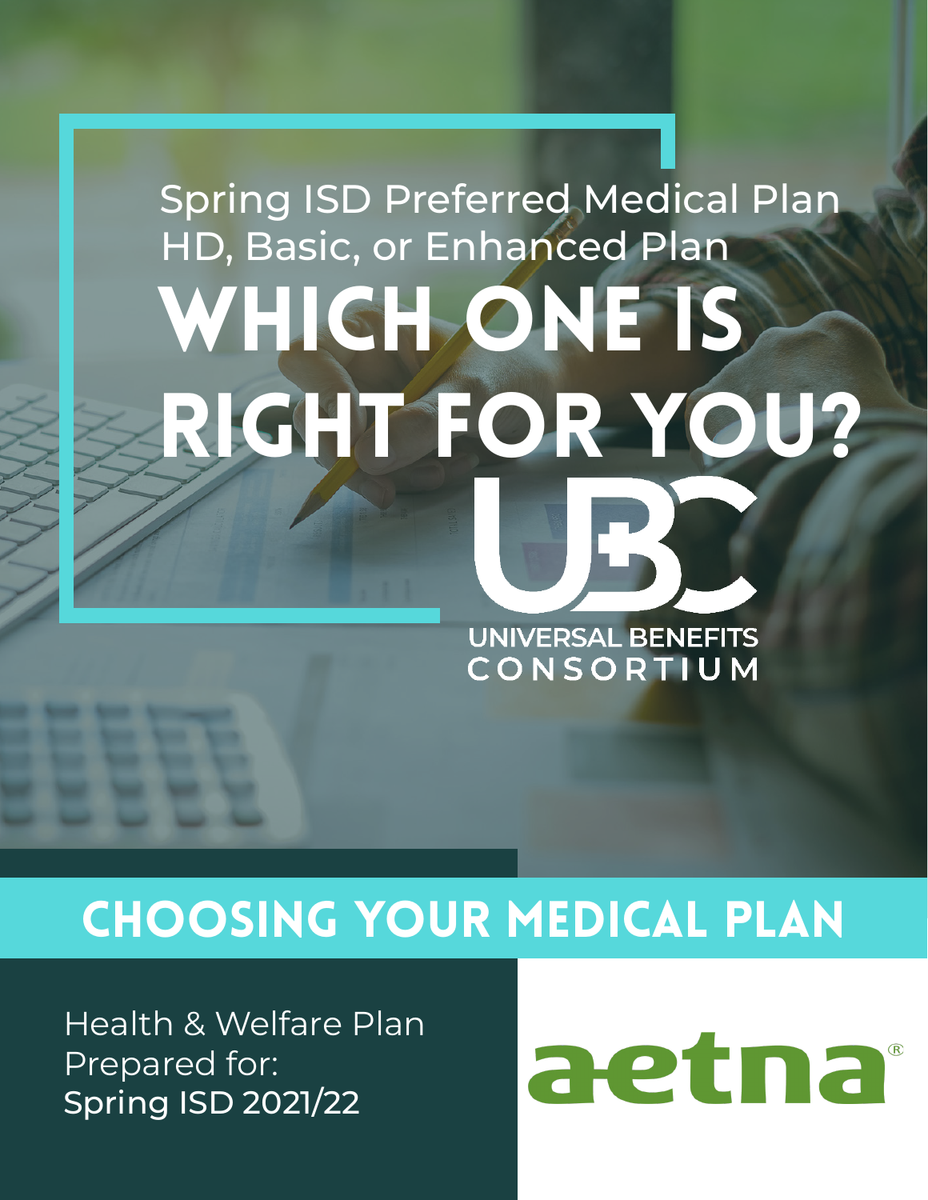Spring ISD Preferred Medical Plan
HD, Basic, or Enhanced Plan

# WHICH ONE IS RIGHT FOR YOU?

UNIVERSAL BENEFITS CONSORTIUM

## CHOOSING YOUR MEDICAL PLAN

Health & Welfare Plan
Prepared for:
Spring ISD 2021/22

aetna®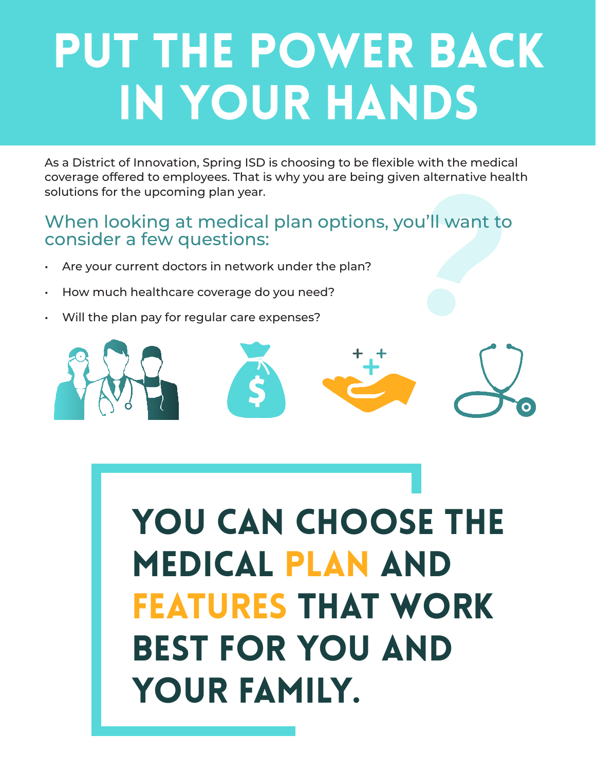# PUT THE POWER BACK IN YOUR HANDS

As a District of Innovation, Spring ISD is choosing to be flexible with the medical coverage offered to employees. That is why you are being given alternative health solutions for the upcoming plan year.

## When looking at medical plan options, you'll want to consider a few questions:

- Are your current doctors in network under the plan?
- How much healthcare coverage do you need?
- Will the plan pay for regular care expenses?

## YOU CAN CHOOSE THE MEDICAL PLAN AND FEATURES THAT WORK BEST FOR YOU AND YOUR FAMILY.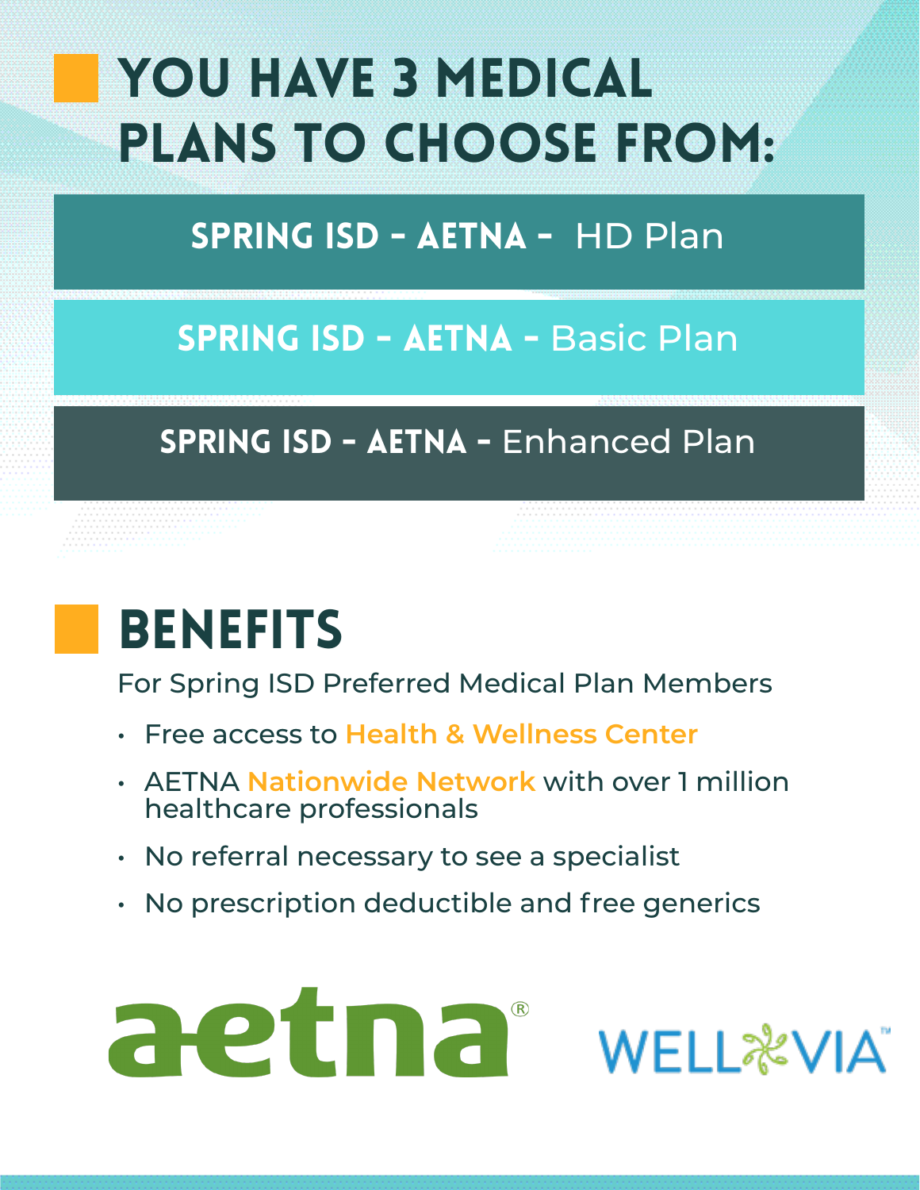# YOU HAVE 3 MEDICAL PLANS TO CHOOSE FROM:

**SPRING ISD - AETNA -** HD Plan

**SPRING ISD - AETNA -** Basic Plan

**SPRING ISD - AETNA -** Enhanced Plan

# BENEFITS

For Spring ISD Preferred Medical Plan Members

- Free access to Health & Wellness Center
- AETNA Nationwide Network with over 1 million healthcare professionals
- No referral necessary to see a specialist
- No prescription deductible and free generics

aetna® WELLVIA™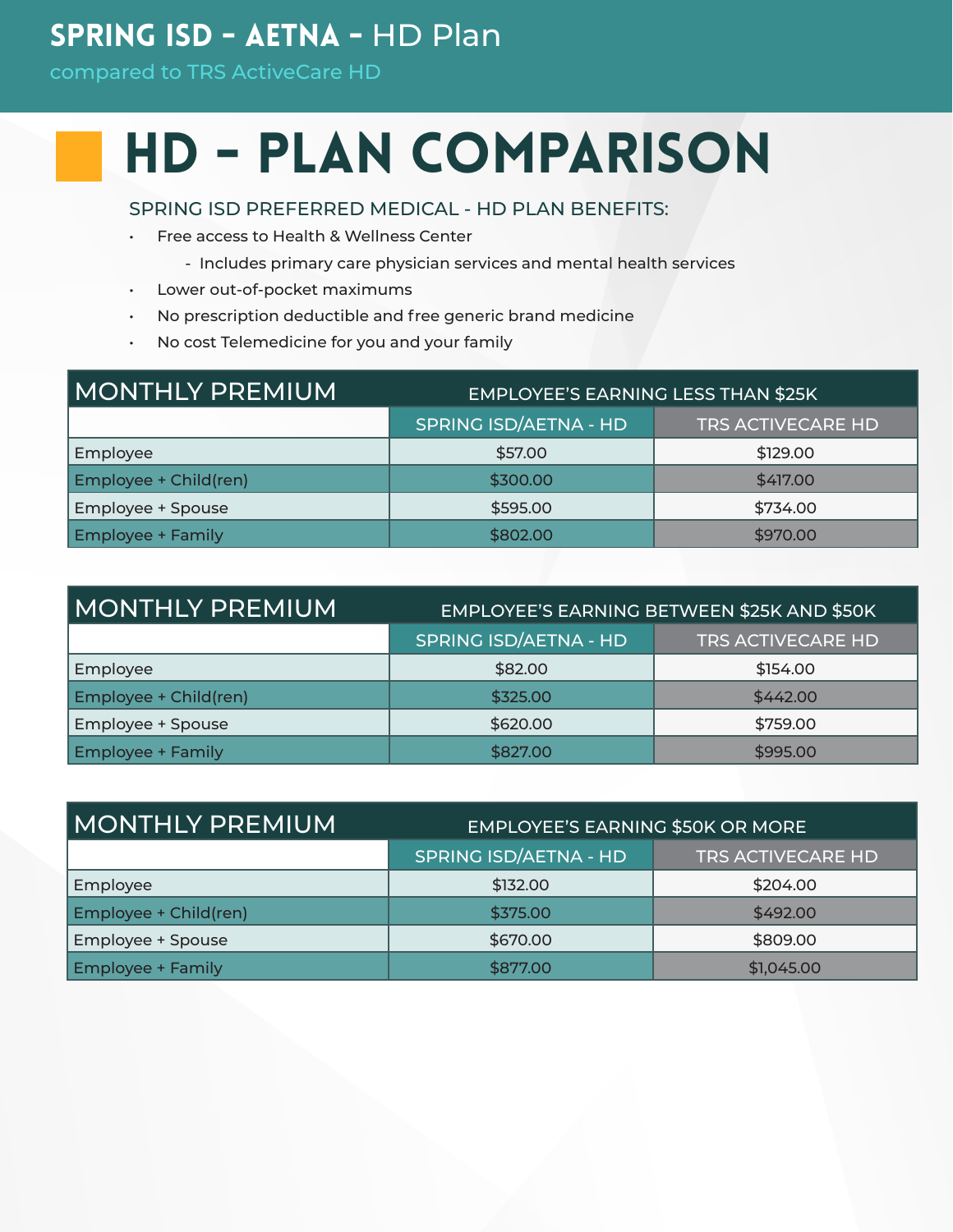# SPRING ISD - AETNA - HD Plan

compared to TRS ActiveCare HD

## HD - PLAN COMPARISON

SPRING ISD PREFERRED MEDICAL - HD PLAN BENEFITS:

- Free access to Health & Wellness Center
  - Includes primary care physician services and mental health services
- Lower out-of-pocket maximums
- No prescription deductible and free generic brand medicine
- No cost Telemedicine for you and your family

| MONTHLY PREMIUM | EMPLOYEE'S EARNING LESS THAN $25K | |
|---|---|---|
| | SPRING ISD/AETNA - HD | TRS ACTIVECARE HD |
| Employee | $57.00 | $129.00 |
| Employee + Child(ren) | $300.00 | $417.00 |
| Employee + Spouse | $595.00 | $734.00 |
| Employee + Family | $802.00 | $970.00 |

| MONTHLY PREMIUM | EMPLOYEE'S EARNING BETWEEN $25K AND $50K | |
|---|---|---|
| | SPRING ISD/AETNA - HD | TRS ACTIVECARE HD |
| Employee | $82.00 | $154.00 |
| Employee + Child(ren) | $325.00 | $442.00 |
| Employee + Spouse | $620.00 | $759.00 |
| Employee + Family | $827.00 | $995.00 |

| MONTHLY PREMIUM | EMPLOYEE'S EARNING $50K OR MORE | |
|---|---|---|
| | SPRING ISD/AETNA - HD | TRS ACTIVECARE HD |
| Employee | $132.00 | $204.00 |
| Employee + Child(ren) | $375.00 | $492.00 |
| Employee + Spouse | $670.00 | $809.00 |
| Employee + Family | $877.00 | $1,045.00 |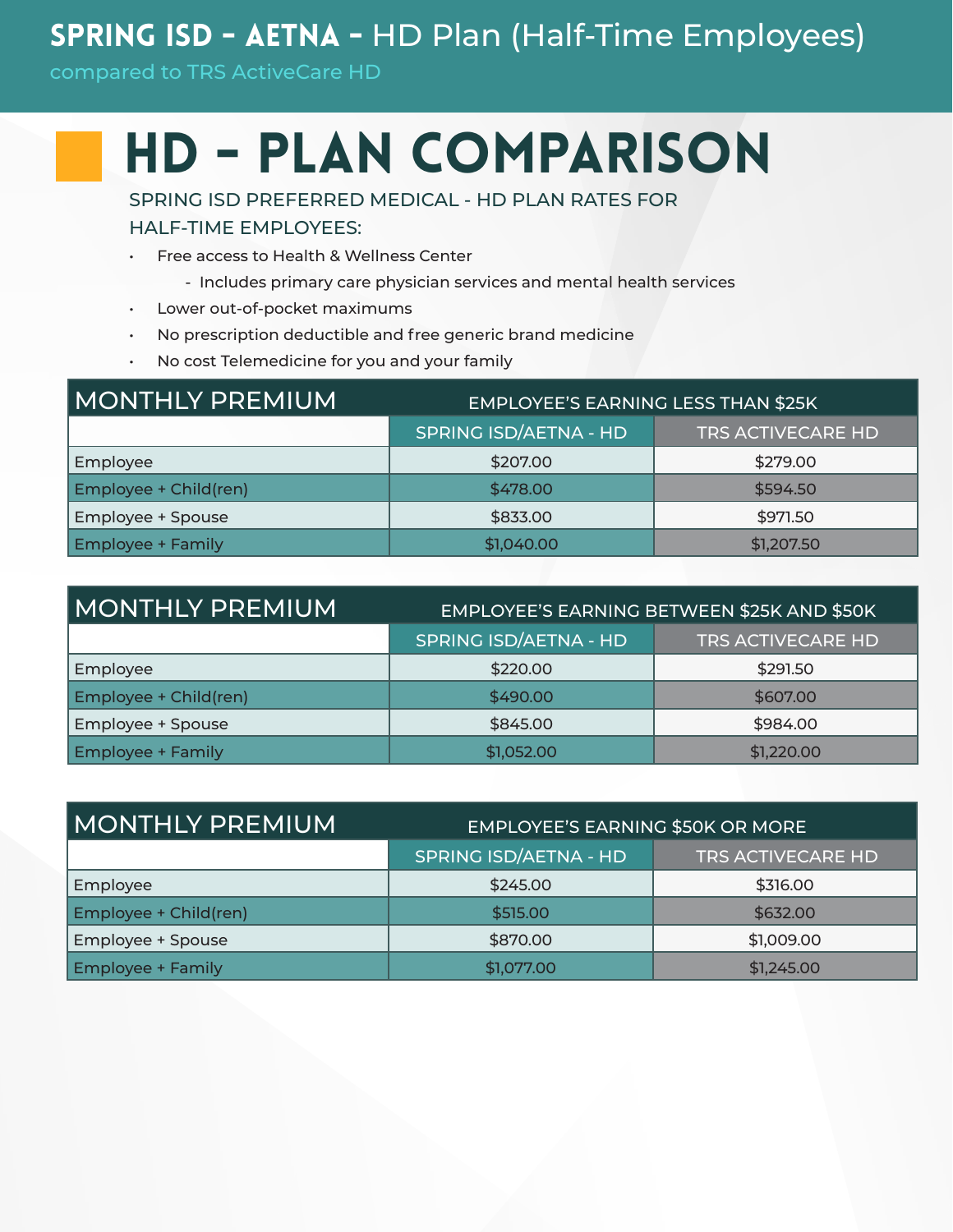# SPRING ISD – AETNA – HD Plan (Half-Time Employees)

compared to TRS ActiveCare HD

## HD – PLAN COMPARISON

SPRING ISD PREFERRED MEDICAL - HD PLAN RATES FOR HALF-TIME EMPLOYEES:

- Free access to Health & Wellness Center
  - Includes primary care physician services and mental health services
- Lower out-of-pocket maximums
- No prescription deductible and free generic brand medicine
- No cost Telemedicine for you and your family

| MONTHLY PREMIUM | EMPLOYEE'S EARNING LESS THAN $25K | |
|---|---|---|
| | SPRING ISD/AETNA - HD | TRS ACTIVECARE HD |
| Employee | $207.00 | $279.00 |
| Employee + Child(ren) | $478.00 | $594.50 |
| Employee + Spouse | $833.00 | $971.50 |
| Employee + Family | $1,040.00 | $1,207.50 |

| MONTHLY PREMIUM | EMPLOYEE'S EARNING BETWEEN $25K AND $50K | |
|---|---|---|
| | SPRING ISD/AETNA - HD | TRS ACTIVECARE HD |
| Employee | $220.00 | $291.50 |
| Employee + Child(ren) | $490.00 | $607.00 |
| Employee + Spouse | $845.00 | $984.00 |
| Employee + Family | $1,052.00 | $1,220.00 |

| MONTHLY PREMIUM | EMPLOYEE'S EARNING $50K OR MORE | |
|---|---|---|
| | SPRING ISD/AETNA - HD | TRS ACTIVECARE HD |
| Employee | $245.00 | $316.00 |
| Employee + Child(ren) | $515.00 | $632.00 |
| Employee + Spouse | $870.00 | $1,009.00 |
| Employee + Family | $1,077.00 | $1,245.00 |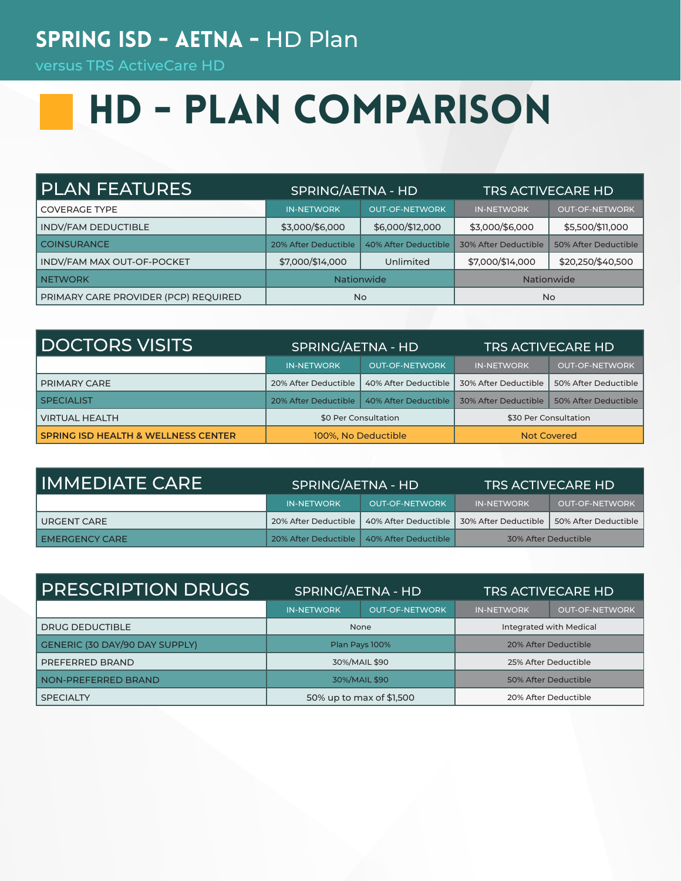# SPRING ISD - AETNA - HD Plan

versus TRS ActiveCare HD

# HD - PLAN COMPARISON

| PLAN FEATURES | SPRING/AETNA - HD | | TRS ACTIVECARE HD | |
|---|---|---|---|---|
| COVERAGE TYPE | IN-NETWORK | OUT-OF-NETWORK | IN-NETWORK | OUT-OF-NETWORK |
| INDV/FAM DEDUCTIBLE | $3,000/$6,000 | $6,000/$12,000 | $3,000/$6,000 | $5,500/$11,000 |
| COINSURANCE | 20% After Deductible | 40% After Deductible | 30% After Deductible | 50% After Deductible |
| INDV/FAM MAX OUT-OF-POCKET | $7,000/$14,000 | Unlimited | $7,000/$14,000 | $20,250/$40,500 |
| NETWORK | Nationwide | | Nationwide | |
| PRIMARY CARE PROVIDER (PCP) REQUIRED | No | | No | |

| DOCTORS VISITS | SPRING/AETNA - HD | | TRS ACTIVECARE HD | |
|---|---|---|---|---|
| | IN-NETWORK | OUT-OF-NETWORK | IN-NETWORK | OUT-OF-NETWORK |
| PRIMARY CARE | 20% After Deductible | 40% After Deductible | 30% After Deductible | 50% After Deductible |
| SPECIALIST | 20% After Deductible | 40% After Deductible | 30% After Deductible | 50% After Deductible |
| VIRTUAL HEALTH | $0 Per Consultation | | $30 Per Consultation | |
| SPRING ISD HEALTH & WELLNESS CENTER | 100%, No Deductible | | Not Covered | |

| IMMEDIATE CARE | SPRING/AETNA - HD | | TRS ACTIVECARE HD | |
|---|---|---|---|---|
| | IN-NETWORK | OUT-OF-NETWORK | IN-NETWORK | OUT-OF-NETWORK |
| URGENT CARE | 20% After Deductible | 40% After Deductible | 30% After Deductible | 50% After Deductible |
| EMERGENCY CARE | 20% After Deductible | 40% After Deductible | 30% After Deductible | |

| PRESCRIPTION DRUGS | SPRING/AETNA - HD | | TRS ACTIVECARE HD | |
|---|---|---|---|---|
| | IN-NETWORK | OUT-OF-NETWORK | IN-NETWORK | OUT-OF-NETWORK |
| DRUG DEDUCTIBLE | None | | Integrated with Medical | |
| GENERIC (30 DAY/90 DAY SUPPLY) | Plan Pays 100% | | 20% After Deductible | |
| PREFERRED BRAND | 30%/MAIL $90 | | 25% After Deductible | |
| NON-PREFERRED BRAND | 30%/MAIL $90 | | 50% After Deductible | |
| SPECIALTY | 50% up to max of $1,500 | | 20% After Deductible | |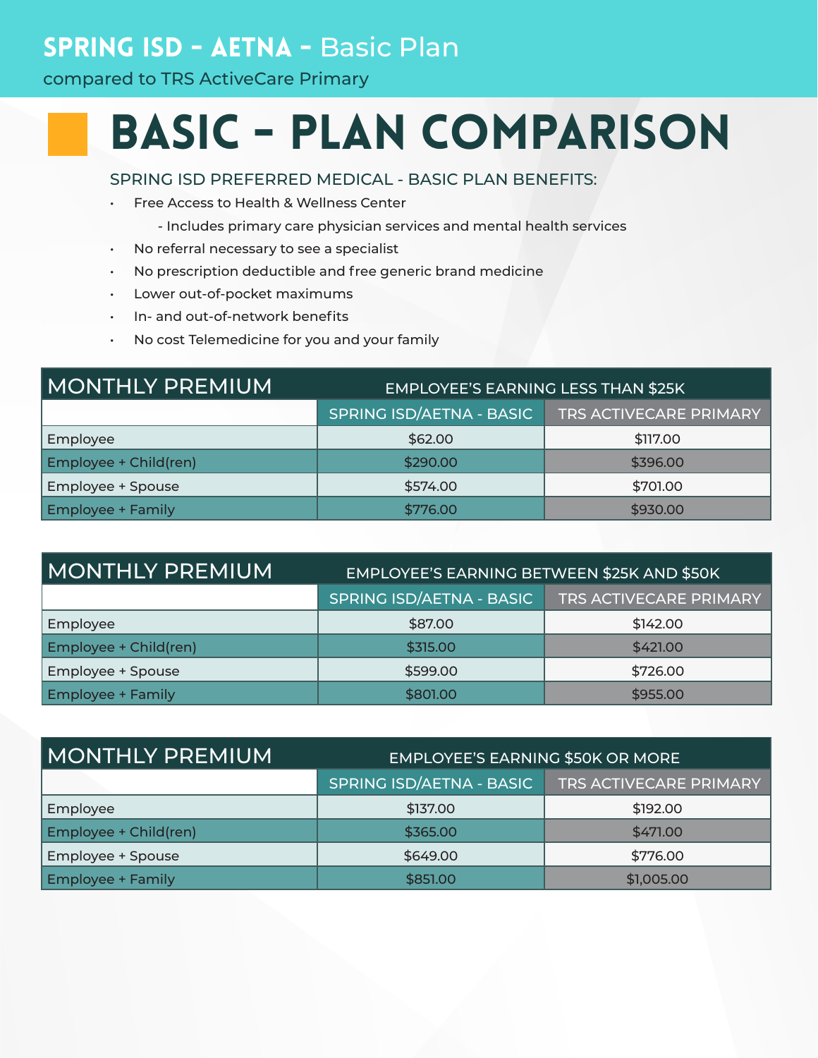## SPRING ISD - AETNA - Basic Plan

compared to TRS ActiveCare Primary

# BASIC - PLAN COMPARISON

### SPRING ISD PREFERRED MEDICAL - BASIC PLAN BENEFITS:

- Free Access to Health & Wellness Center
  - Includes primary care physician services and mental health services
- No referral necessary to see a specialist
- No prescription deductible and free generic brand medicine
- Lower out-of-pocket maximums
- In- and out-of-network benefits
- No cost Telemedicine for you and your family

| MONTHLY PREMIUM | EMPLOYEE'S EARNING LESS THAN $25K | |
|---|---|---|
| | SPRING ISD/AETNA - BASIC | TRS ACTIVECARE PRIMARY |
| Employee | $62.00 | $117.00 |
| Employee + Child(ren) | $290.00 | $396.00 |
| Employee + Spouse | $574.00 | $701.00 |
| Employee + Family | $776.00 | $930.00 |

| MONTHLY PREMIUM | EMPLOYEE'S EARNING BETWEEN $25K AND $50K | |
|---|---|---|
| | SPRING ISD/AETNA - BASIC | TRS ACTIVECARE PRIMARY |
| Employee | $87.00 | $142.00 |
| Employee + Child(ren) | $315.00 | $421.00 |
| Employee + Spouse | $599.00 | $726.00 |
| Employee + Family | $801.00 | $955.00 |

| MONTHLY PREMIUM | EMPLOYEE'S EARNING $50K OR MORE | |
|---|---|---|
| | SPRING ISD/AETNA - BASIC | TRS ACTIVECARE PRIMARY |
| Employee | $137.00 | $192.00 |
| Employee + Child(ren) | $365.00 | $471.00 |
| Employee + Spouse | $649.00 | $776.00 |
| Employee + Family | $851.00 | $1,005.00 |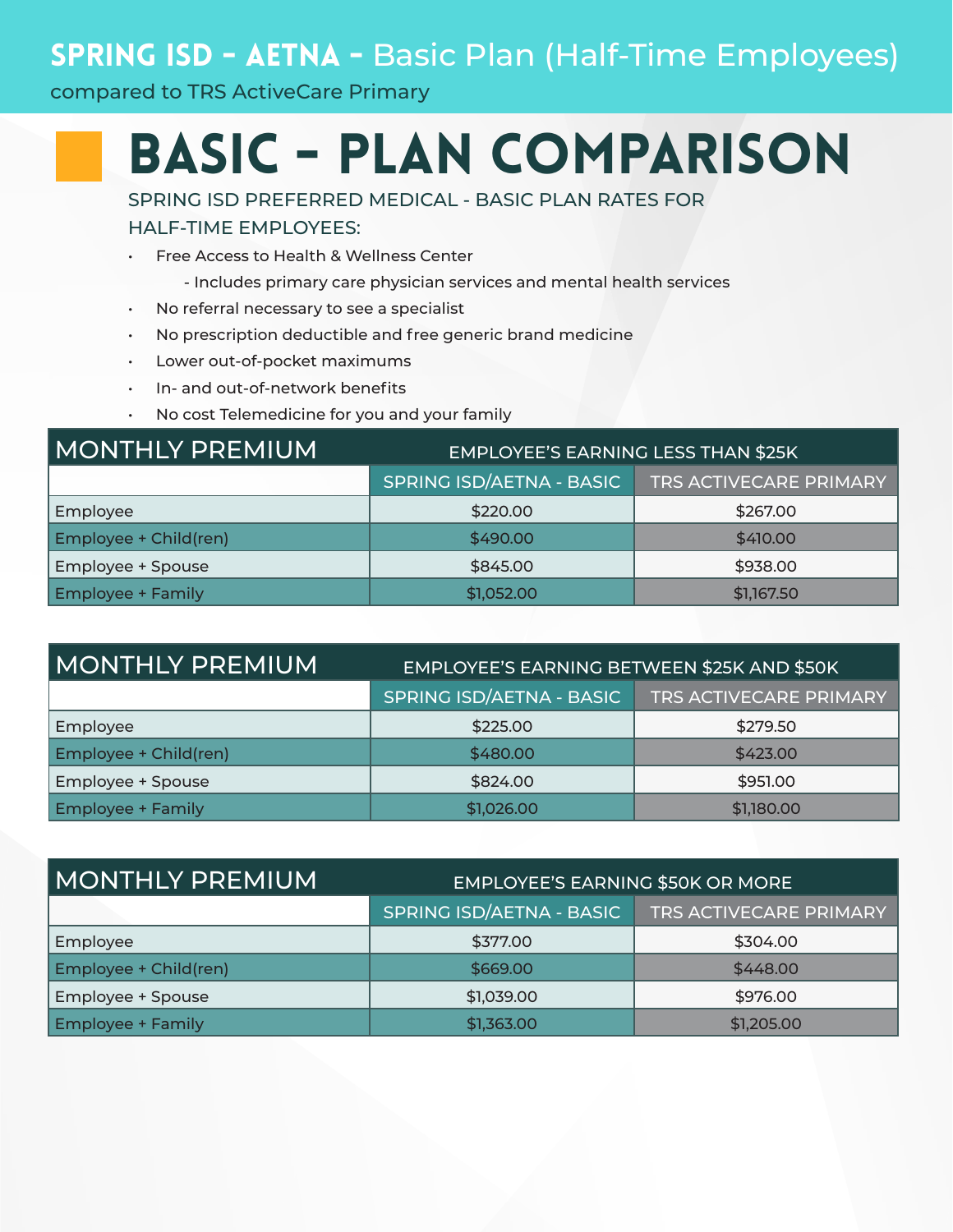# SPRING ISD - AETNA - Basic Plan (Half-Time Employees)

compared to TRS ActiveCare Primary

# BASIC - PLAN COMPARISON

SPRING ISD PREFERRED MEDICAL - BASIC PLAN RATES FOR HALF-TIME EMPLOYEES:

- Free Access to Health & Wellness Center
  - Includes primary care physician services and mental health services
- No referral necessary to see a specialist
- No prescription deductible and free generic brand medicine
- Lower out-of-pocket maximums
- In- and out-of-network benefits
- No cost Telemedicine for you and your family

| MONTHLY PREMIUM | EMPLOYEE'S EARNING LESS THAN $25K | |
|---|---|---|
| | SPRING ISD/AETNA - BASIC | TRS ACTIVECARE PRIMARY |
| Employee | $220.00 | $267.00 |
| Employee + Child(ren) | $490.00 | $410.00 |
| Employee + Spouse | $845.00 | $938.00 |
| Employee + Family | $1,052.00 | $1,167.50 |

| MONTHLY PREMIUM | EMPLOYEE'S EARNING BETWEEN $25K AND $50K | |
|---|---|---|
| | SPRING ISD/AETNA - BASIC | TRS ACTIVECARE PRIMARY |
| Employee | $225.00 | $279.50 |
| Employee + Child(ren) | $480.00 | $423.00 |
| Employee + Spouse | $824.00 | $951.00 |
| Employee + Family | $1,026.00 | $1,180.00 |

| MONTHLY PREMIUM | EMPLOYEE'S EARNING $50K OR MORE | |
|---|---|---|
| | SPRING ISD/AETNA - BASIC | TRS ACTIVECARE PRIMARY |
| Employee | $377.00 | $304.00 |
| Employee + Child(ren) | $669.00 | $448.00 |
| Employee + Spouse | $1,039.00 | $976.00 |
| Employee + Family | $1,363.00 | $1,205.00 |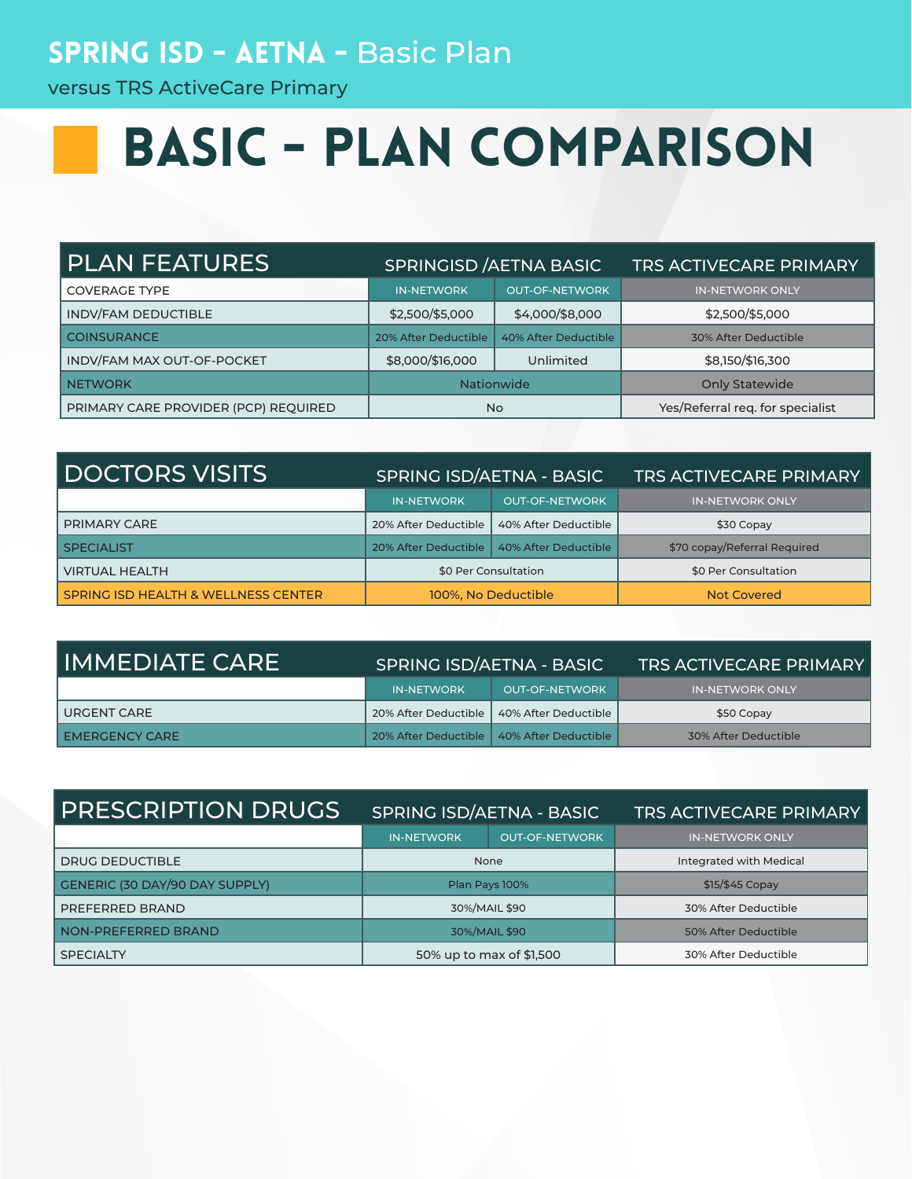# SPRING ISD - AETNA - Basic Plan

versus TRS ActiveCare Primary

# BASIC - PLAN COMPARISON

| PLAN FEATURES | SPRINGISD /AETNA BASIC | | TRS ACTIVECARE PRIMARY |
|---|---|---|---|
| COVERAGE TYPE | IN-NETWORK | OUT-OF-NETWORK | IN-NETWORK ONLY |
| INDV/FAM DEDUCTIBLE | $2,500/$5,000 | $4,000/$8,000 | $2,500/$5,000 |
| COINSURANCE | 20% After Deductible | 40% After Deductible | 30% After Deductible |
| INDV/FAM MAX OUT-OF-POCKET | $8,000/$16,000 | Unlimited | $8,150/$16,300 |
| NETWORK | Nationwide | | Only Statewide |
| PRIMARY CARE PROVIDER (PCP) REQUIRED | No | | Yes/Referral req. for specialist |

| DOCTORS VISITS | SPRING ISD/AETNA - BASIC | | TRS ACTIVECARE PRIMARY |
|---|---|---|---|
| | IN-NETWORK | OUT-OF-NETWORK | IN-NETWORK ONLY |
| PRIMARY CARE | 20% After Deductible | 40% After Deductible | $30 Copay |
| SPECIALIST | 20% After Deductible | 40% After Deductible | $70 copay/Referral Required |
| VIRTUAL HEALTH | $0 Per Consultation | | $0 Per Consultation |
| SPRING ISD HEALTH & WELLNESS CENTER | 100%, No Deductible | | Not Covered |

| IMMEDIATE CARE | SPRING ISD/AETNA - BASIC | | TRS ACTIVECARE PRIMARY |
|---|---|---|---|
| | IN-NETWORK | OUT-OF-NETWORK | IN-NETWORK ONLY |
| URGENT CARE | 20% After Deductible | 40% After Deductible | $50 Copay |
| EMERGENCY CARE | 20% After Deductible | 40% After Deductible | 30% After Deductible |

| PRESCRIPTION DRUGS | SPRING ISD/AETNA - BASIC | | TRS ACTIVECARE PRIMARY |
|---|---|---|---|
| | IN-NETWORK | OUT-OF-NETWORK | IN-NETWORK ONLY |
| DRUG DEDUCTIBLE | None | | Integrated with Medical |
| GENERIC (30 DAY/90 DAY SUPPLY) | Plan Pays 100% | | $15/$45 Copay |
| PREFERRED BRAND | 30%/MAIL $90 | | 30% After Deductible |
| NON-PREFERRED BRAND | 30%/MAIL $90 | | 50% After Deductible |
| SPECIALTY | 50% up to max of $1,500 | | 30% After Deductible |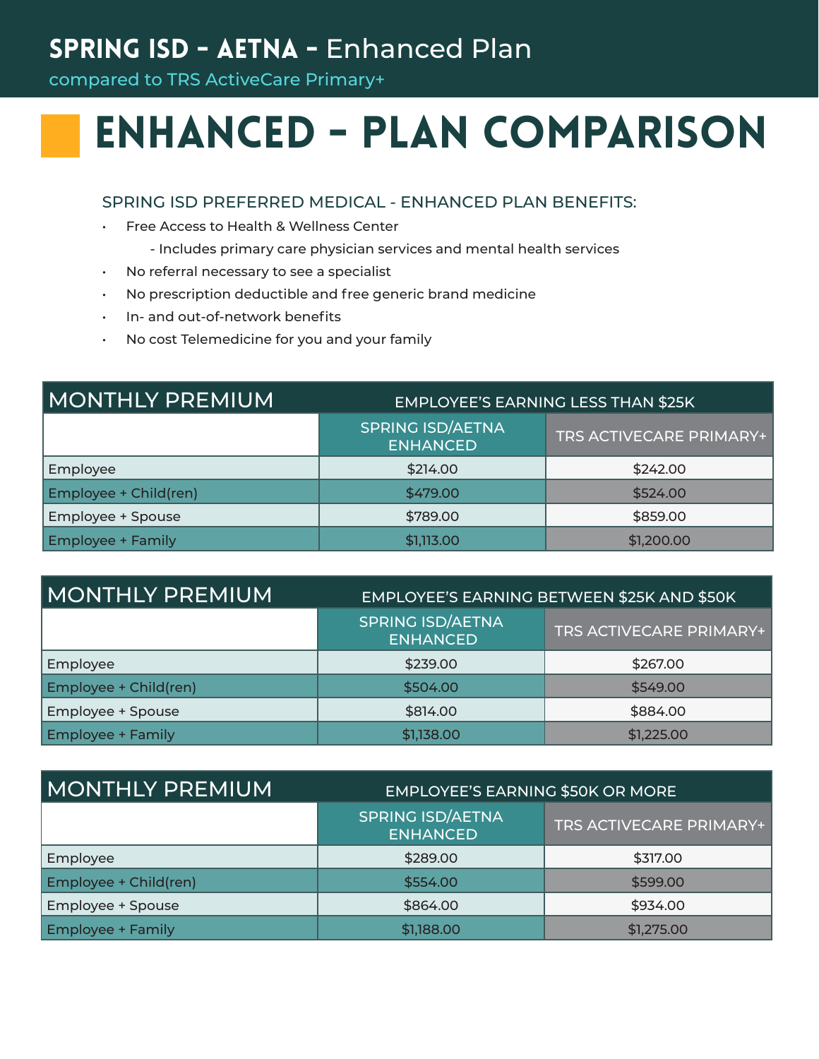# SPRING ISD - AETNA - Enhanced Plan

compared to TRS ActiveCare Primary+

## ENHANCED - PLAN COMPARISON

### SPRING ISD PREFERRED MEDICAL - ENHANCED PLAN BENEFITS:

- Free Access to Health & Wellness Center
  - Includes primary care physician services and mental health services
- No referral necessary to see a specialist
- No prescription deductible and free generic brand medicine
- In- and out-of-network benefits
- No cost Telemedicine for you and your family

| MONTHLY PREMIUM | EMPLOYEE'S EARNING LESS THAN $25K | |
|---|---|---|
| | SPRING ISD/AETNA ENHANCED | TRS ACTIVECARE PRIMARY+ |
| Employee | $214.00 | $242.00 |
| Employee + Child(ren) | $479.00 | $524.00 |
| Employee + Spouse | $789.00 | $859.00 |
| Employee + Family | $1,113.00 | $1,200.00 |

| MONTHLY PREMIUM | EMPLOYEE'S EARNING BETWEEN $25K AND $50K | |
|---|---|---|
| | SPRING ISD/AETNA ENHANCED | TRS ACTIVECARE PRIMARY+ |
| Employee | $239.00 | $267.00 |
| Employee + Child(ren) | $504.00 | $549.00 |
| Employee + Spouse | $814.00 | $884.00 |
| Employee + Family | $1,138.00 | $1,225.00 |

| MONTHLY PREMIUM | EMPLOYEE'S EARNING $50K OR MORE | |
|---|---|---|
| | SPRING ISD/AETNA ENHANCED | TRS ACTIVECARE PRIMARY+ |
| Employee | $289.00 | $317.00 |
| Employee + Child(ren) | $554.00 | $599.00 |
| Employee + Spouse | $864.00 | $934.00 |
| Employee + Family | $1,188.00 | $1,275.00 |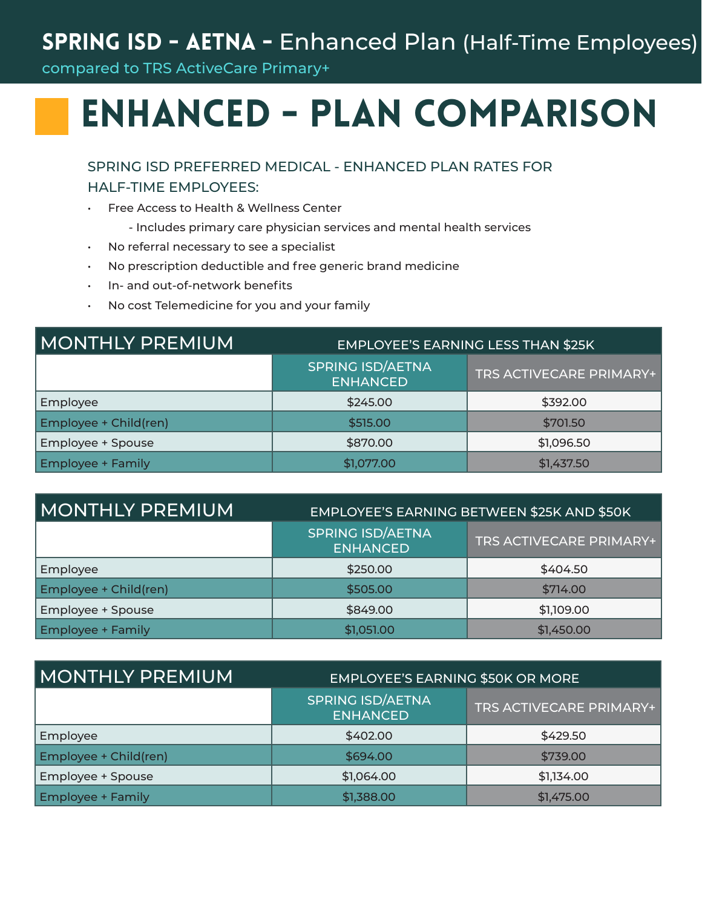# SPRING ISD - AETNA - Enhanced Plan (Half-Time Employees)

compared to TRS ActiveCare Primary+

## ENHANCED - PLAN COMPARISON

### SPRING ISD PREFERRED MEDICAL - ENHANCED PLAN RATES FOR HALF-TIME EMPLOYEES:

- Free Access to Health & Wellness Center
  - Includes primary care physician services and mental health services
- No referral necessary to see a specialist
- No prescription deductible and free generic brand medicine
- In- and out-of-network benefits
- No cost Telemedicine for you and your family

| MONTHLY PREMIUM | EMPLOYEE'S EARNING LESS THAN $25K | |
|---|---|---|
| | SPRING ISD/AETNA ENHANCED | TRS ACTIVECARE PRIMARY+ |
| Employee | $245.00 | $392.00 |
| Employee + Child(ren) | $515.00 | $701.50 |
| Employee + Spouse | $870.00 | $1,096.50 |
| Employee + Family | $1,077.00 | $1,437.50 |

| MONTHLY PREMIUM | EMPLOYEE'S EARNING BETWEEN $25K AND $50K | |
|---|---|---|
| | SPRING ISD/AETNA ENHANCED | TRS ACTIVECARE PRIMARY+ |
| Employee | $250.00 | $404.50 |
| Employee + Child(ren) | $505.00 | $714.00 |
| Employee + Spouse | $849.00 | $1,109.00 |
| Employee + Family | $1,051.00 | $1,450.00 |

| MONTHLY PREMIUM | EMPLOYEE'S EARNING $50K OR MORE | |
|---|---|---|
| | SPRING ISD/AETNA ENHANCED | TRS ACTIVECARE PRIMARY+ |
| Employee | $402.00 | $429.50 |
| Employee + Child(ren) | $694.00 | $739.00 |
| Employee + Spouse | $1,064.00 | $1,134.00 |
| Employee + Family | $1,388.00 | $1,475.00 |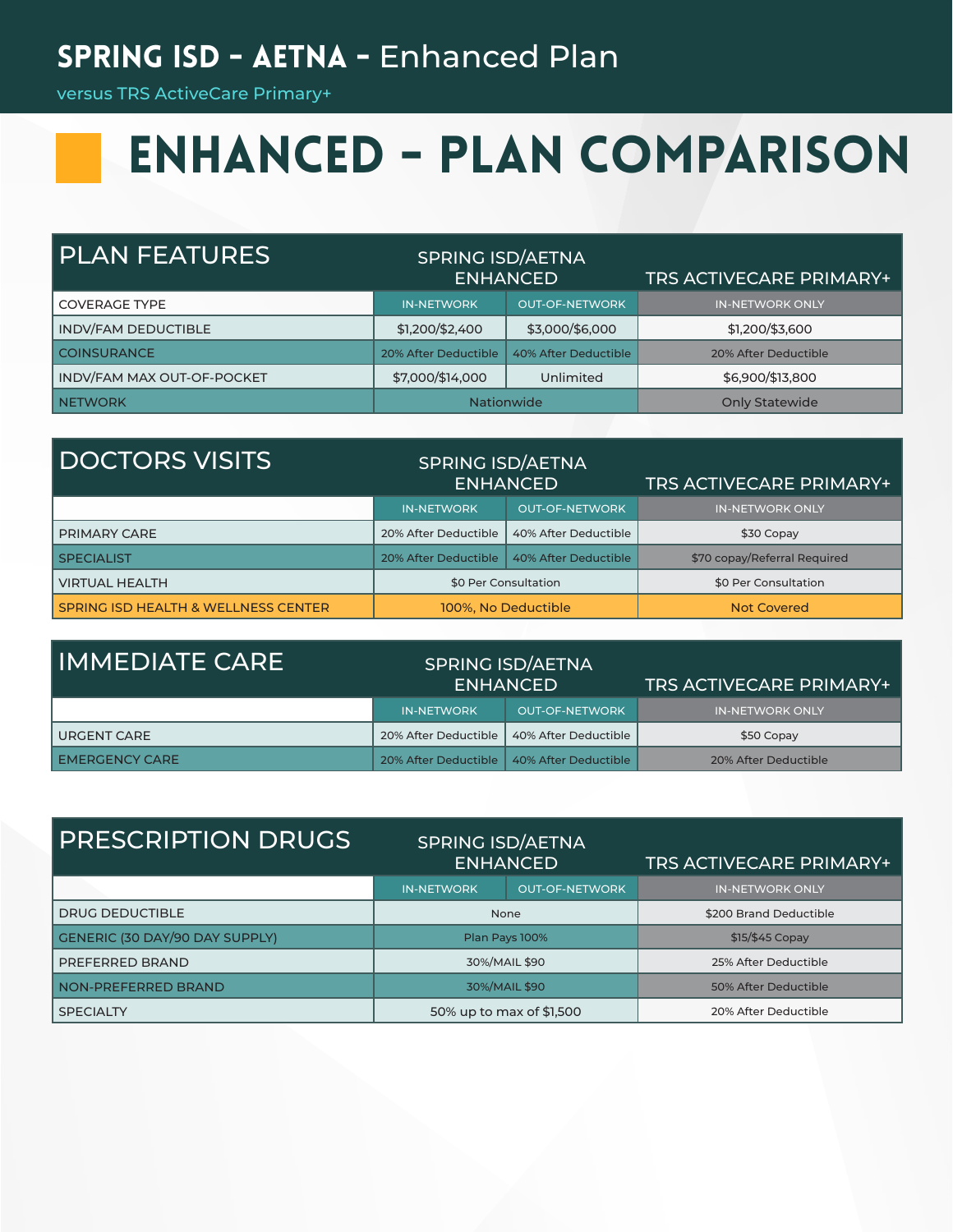# SPRING ISD – AETNA – Enhanced Plan

versus TRS ActiveCare Primary+

## ENHANCED – PLAN COMPARISON

| PLAN FEATURES | SPRING ISD/AETNA ENHANCED | | TRS ACTIVECARE PRIMARY+ |
|---|---|---|---|
| COVERAGE TYPE | IN-NETWORK | OUT-OF-NETWORK | IN-NETWORK ONLY |
| INDV/FAM DEDUCTIBLE | $1,200/$2,400 | $3,000/$6,000 | $1,200/$3,600 |
| COINSURANCE | 20% After Deductible | 40% After Deductible | 20% After Deductible |
| INDV/FAM MAX OUT-OF-POCKET | $7,000/$14,000 | Unlimited | $6,900/$13,800 |
| NETWORK | Nationwide | | Only Statewide |

| DOCTORS VISITS | SPRING ISD/AETNA ENHANCED | | TRS ACTIVECARE PRIMARY+ |
|---|---|---|---|
| | IN-NETWORK | OUT-OF-NETWORK | IN-NETWORK ONLY |
| PRIMARY CARE | 20% After Deductible | 40% After Deductible | $30 Copay |
| SPECIALIST | 20% After Deductible | 40% After Deductible | $70 copay/Referral Required |
| VIRTUAL HEALTH | $0 Per Consultation | | $0 Per Consultation |
| SPRING ISD HEALTH & WELLNESS CENTER | 100%, No Deductible | | Not Covered |

| IMMEDIATE CARE | SPRING ISD/AETNA ENHANCED | | TRS ACTIVECARE PRIMARY+ |
|---|---|---|---|
| | IN-NETWORK | OUT-OF-NETWORK | IN-NETWORK ONLY |
| URGENT CARE | 20% After Deductible | 40% After Deductible | $50 Copay |
| EMERGENCY CARE | 20% After Deductible | 40% After Deductible | 20% After Deductible |

| PRESCRIPTION DRUGS | SPRING ISD/AETNA ENHANCED | | TRS ACTIVECARE PRIMARY+ |
|---|---|---|---|
| | IN-NETWORK | OUT-OF-NETWORK | IN-NETWORK ONLY |
| DRUG DEDUCTIBLE | None | | $200 Brand Deductible |
| GENERIC (30 DAY/90 DAY SUPPLY) | Plan Pays 100% | | $15/$45 Copay |
| PREFERRED BRAND | 30%/MAIL $90 | | 25% After Deductible |
| NON-PREFERRED BRAND | 30%/MAIL $90 | | 50% After Deductible |
| SPECIALTY | 50% up to max of $1,500 | | 20% After Deductible |